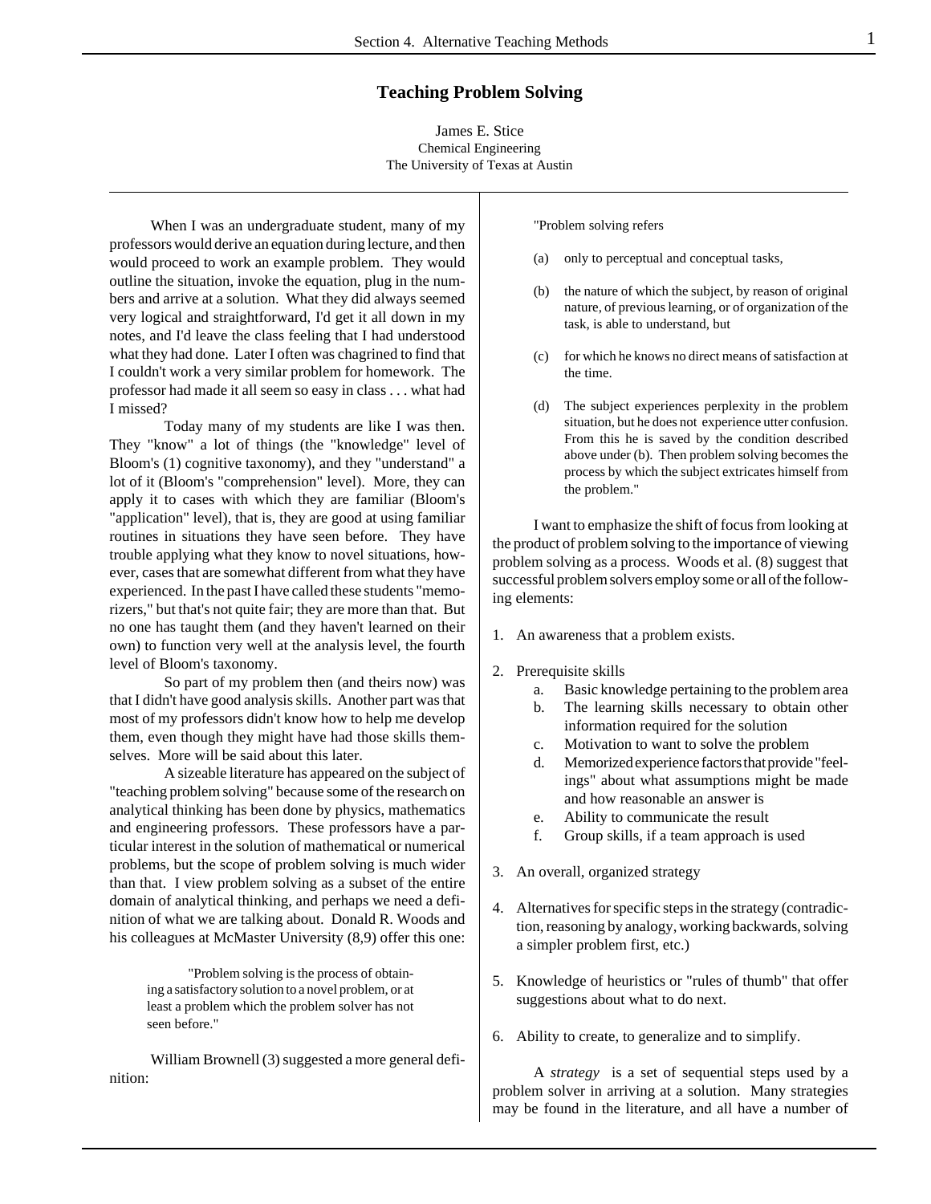# Teaching Problem Solving

James E. Stice
Chemical Engineering
The University of Texas at Austin

When I was an undergraduate student, many of my professors would derive an equation during lecture, and then would proceed to work an example problem. They would outline the situation, invoke the equation, plug in the numbers and arrive at a solution. What they did always seemed very logical and straightforward, I'd get it all down in my notes, and I'd leave the class feeling that I had understood what they had done. Later I often was chagrined to find that I couldn't work a very similar problem for homework. The professor had made it all seem so easy in class . . . what had I missed?

Today many of my students are like I was then. They "know" a lot of things (the "knowledge" level of Bloom's (1) cognitive taxonomy), and they "understand" a lot of it (Bloom's "comprehension" level). More, they can apply it to cases with which they are familiar (Bloom's "application" level), that is, they are good at using familiar routines in situations they have seen before. They have trouble applying what they know to novel situations, however, cases that are somewhat different from what they have experienced. In the past I have called these students "memorizers," but that's not quite fair; they are more than that. But no one has taught them (and they haven't learned on their own) to function very well at the analysis level, the fourth level of Bloom's taxonomy.

So part of my problem then (and theirs now) was that I didn't have good analysis skills. Another part was that most of my professors didn't know how to help me develop them, even though they might have had those skills themselves. More will be said about this later.

A sizeable literature has appeared on the subject of "teaching problem solving" because some of the research on analytical thinking has been done by physics, mathematics and engineering professors. These professors have a particular interest in the solution of mathematical or numerical problems, but the scope of problem solving is much wider than that. I view problem solving as a subset of the entire domain of analytical thinking, and perhaps we need a definition of what we are talking about. Donald R. Woods and his colleagues at McMaster University (8,9) offer this one:

> "Problem solving is the process of obtaining a satisfactory solution to a novel problem, or at least a problem which the problem solver has not seen before."

William Brownell (3) suggested a more general definition:

> "Problem solving refers
>
> (a) only to perceptual and conceptual tasks,
>
> (b) the nature of which the subject, by reason of original nature, of previous learning, or of organization of the task, is able to understand, but
>
> (c) for which he knows no direct means of satisfaction at the time.
>
> (d) The subject experiences perplexity in the problem situation, but he does not experience utter confusion. From this he is saved by the condition described above under (b). Then problem solving becomes the process by which the subject extricates himself from the problem."

I want to emphasize the shift of focus from looking at the product of problem solving to the importance of viewing problem solving as a process. Woods et al. (8) suggest that successful problem solvers employ some or all of the following elements:

1. An awareness that a problem exists.
2. Prerequisite skills
   a. Basic knowledge pertaining to the problem area
   b. The learning skills necessary to obtain other information required for the solution
   c. Motivation to want to solve the problem
   d. Memorized experience factors that provide "feelings" about what assumptions might be made and how reasonable an answer is
   e. Ability to communicate the result
   f. Group skills, if a team approach is used
3. An overall, organized strategy
4. Alternatives for specific steps in the strategy (contradiction, reasoning by analogy, working backwards, solving a simpler problem first, etc.)
5. Knowledge of heuristics or "rules of thumb" that offer suggestions about what to do next.
6. Ability to create, to generalize and to simplify.

A *strategy* is a set of sequential steps used by a problem solver in arriving at a solution. Many strategies may be found in the literature, and all have a number of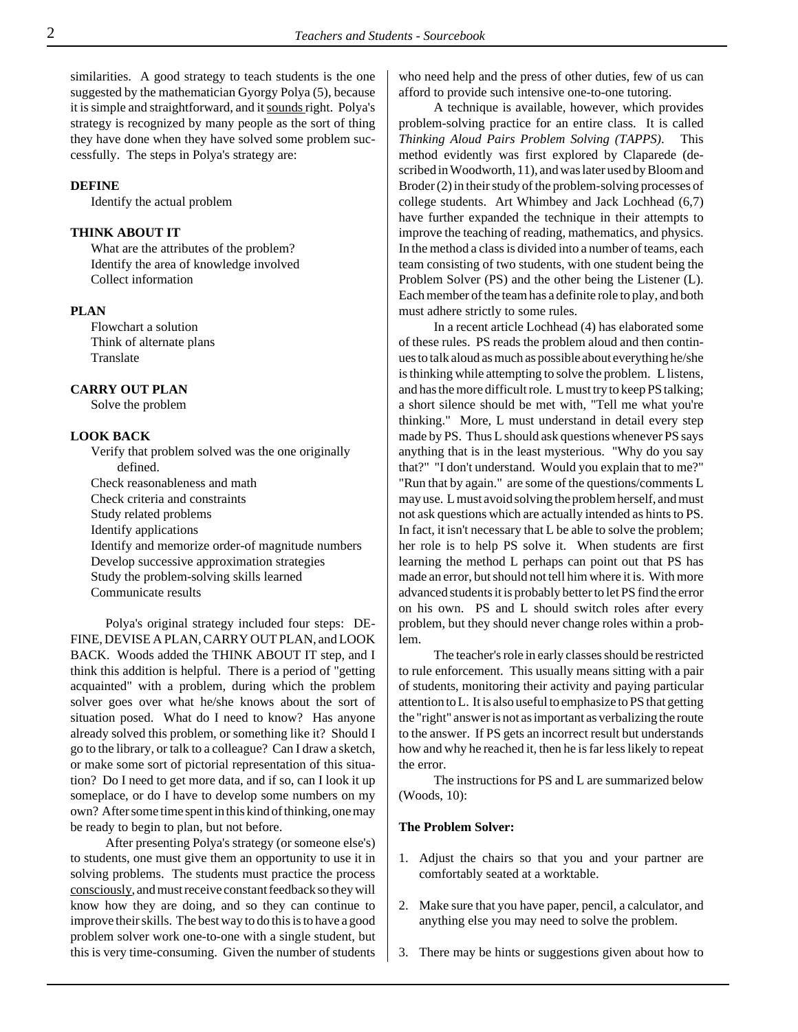similarities. A good strategy to teach students is the one suggested by the mathematician Gyorgy Polya (5), because it is simple and straightforward, and it sounds right. Polya's strategy is recognized by many people as the sort of thing they have done when they have solved some problem successfully. The steps in Polya's strategy are:

**DEFINE**

Identify the actual problem

**THINK ABOUT IT**

What are the attributes of the problem?
Identify the area of knowledge involved
Collect information

**PLAN**

Flowchart a solution
Think of alternate plans
Translate

**CARRY OUT PLAN**

Solve the problem

**LOOK BACK**

Verify that problem solved was the one originally defined.
Check reasonableness and math
Check criteria and constraints
Study related problems
Identify applications
Identify and memorize order-of magnitude numbers
Develop successive approximation strategies
Study the problem-solving skills learned
Communicate results

Polya's original strategy included four steps: DEFINE, DEVISE A PLAN, CARRY OUT PLAN, and LOOK BACK. Woods added the THINK ABOUT IT step, and I think this addition is helpful. There is a period of "getting acquainted" with a problem, during which the problem solver goes over what he/she knows about the sort of situation posed. What do I need to know? Has anyone already solved this problem, or something like it? Should I go to the library, or talk to a colleague? Can I draw a sketch, or make some sort of pictorial representation of this situation? Do I need to get more data, and if so, can I look it up someplace, or do I have to develop some numbers on my own? After some time spent in this kind of thinking, one may be ready to begin to plan, but not before.

After presenting Polya's strategy (or someone else's) to students, one must give them an opportunity to use it in solving problems. The students must practice the process consciously, and must receive constant feedback so they will know how they are doing, and so they can continue to improve their skills. The best way to do this is to have a good problem solver work one-to-one with a single student, but this is very time-consuming. Given the number of students who need help and the press of other duties, few of us can afford to provide such intensive one-to-one tutoring.

A technique is available, however, which provides problem-solving practice for an entire class. It is called *Thinking Aloud Pairs Problem Solving (TAPPS)*. This method evidently was first explored by Claparede (described in Woodworth, 11), and was later used by Bloom and Broder (2) in their study of the problem-solving processes of college students. Art Whimbey and Jack Lochhead (6,7) have further expanded the technique in their attempts to improve the teaching of reading, mathematics, and physics. In the method a class is divided into a number of teams, each team consisting of two students, with one student being the Problem Solver (PS) and the other being the Listener (L). Each member of the team has a definite role to play, and both must adhere strictly to some rules.

In a recent article Lochhead (4) has elaborated some of these rules. PS reads the problem aloud and then continues to talk aloud as much as possible about everything he/she is thinking while attempting to solve the problem. L listens, and has the more difficult role. L must try to keep PS talking; a short silence should be met with, "Tell me what you're thinking." More, L must understand in detail every step made by PS. Thus L should ask questions whenever PS says anything that is in the least mysterious. "Why do you say that?" "I don't understand. Would you explain that to me?" "Run that by again." are some of the questions/comments L may use. L must avoid solving the problem herself, and must not ask questions which are actually intended as hints to PS. In fact, it isn't necessary that L be able to solve the problem; her role is to help PS solve it. When students are first learning the method L perhaps can point out that PS has made an error, but should not tell him where it is. With more advanced students it is probably better to let PS find the error on his own. PS and L should switch roles after every problem, but they should never change roles within a problem.

The teacher's role in early classes should be restricted to rule enforcement. This usually means sitting with a pair of students, monitoring their activity and paying particular attention to L. It is also useful to emphasize to PS that getting the "right" answer is not as important as verbalizing the route to the answer. If PS gets an incorrect result but understands how and why he reached it, then he is far less likely to repeat the error.

The instructions for PS and L are summarized below (Woods, 10):

**The Problem Solver:**

1. Adjust the chairs so that you and your partner are comfortably seated at a worktable.
2. Make sure that you have paper, pencil, a calculator, and anything else you may need to solve the problem.
3. There may be hints or suggestions given about how to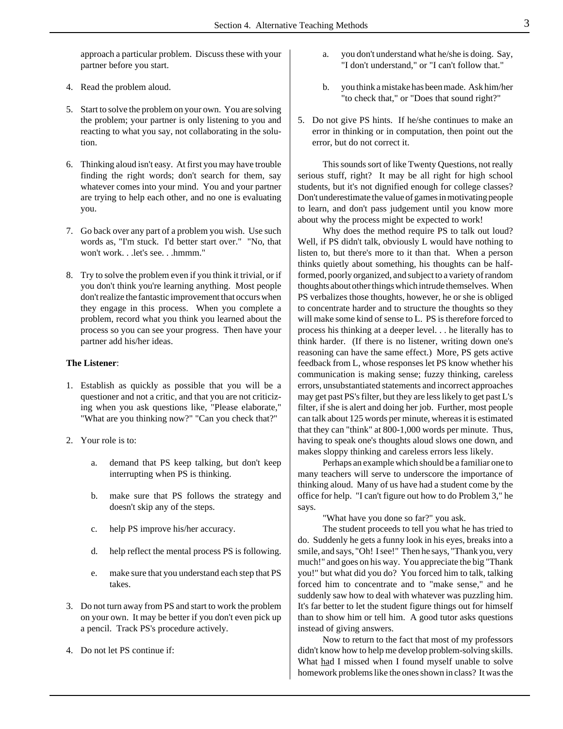approach a particular problem. Discuss these with your partner before you start.

4. Read the problem aloud.

5. Start to solve the problem on your own. You are solving the problem; your partner is only listening to you and reacting to what you say, not collaborating in the solution.

6. Thinking aloud isn't easy. At first you may have trouble finding the right words; don't search for them, say whatever comes into your mind. You and your partner are trying to help each other, and no one is evaluating you.

7. Go back over any part of a problem you wish. Use such words as, "I'm stuck. I'd better start over." "No, that won't work. . .let's see. . .hmmm."

8. Try to solve the problem even if you think it trivial, or if you don't think you're learning anything. Most people don't realize the fantastic improvement that occurs when they engage in this process. When you complete a problem, record what you think you learned about the process so you can see your progress. Then have your partner add his/her ideas.

**The Listener**:

1. Establish as quickly as possible that you will be a questioner and not a critic, and that you are not criticizing when you ask questions like, "Please elaborate," "What are you thinking now?" "Can you check that?"

2. Your role is to:

   a. demand that PS keep talking, but don't keep interrupting when PS is thinking.

   b. make sure that PS follows the strategy and doesn't skip any of the steps.

   c. help PS improve his/her accuracy.

   d. help reflect the mental process PS is following.

   e. make sure that you understand each step that PS takes.

3. Do not turn away from PS and start to work the problem on your own. It may be better if you don't even pick up a pencil. Track PS's procedure actively.

4. Do not let PS continue if:

   a. you don't understand what he/she is doing. Say, "I don't understand," or "I can't follow that."

   b. you think a mistake has been made. Ask him/her "to check that," or "Does that sound right?"

5. Do not give PS hints. If he/she continues to make an error in thinking or in computation, then point out the error, but do not correct it.

This sounds sort of like Twenty Questions, not really serious stuff, right? It may be all right for high school students, but it's not dignified enough for college classes? Don't underestimate the value of games in motivating people to learn, and don't pass judgement until you know more about why the process might be expected to work!

Why does the method require PS to talk out loud? Well, if PS didn't talk, obviously L would have nothing to listen to, but there's more to it than that. When a person thinks quietly about something, his thoughts can be half-formed, poorly organized, and subject to a variety of random thoughts about other things which intrude themselves. When PS verbalizes those thoughts, however, he or she is obliged to concentrate harder and to structure the thoughts so they will make some kind of sense to L. PS is therefore forced to process his thinking at a deeper level. . . he literally has to think harder. (If there is no listener, writing down one's reasoning can have the same effect.) More, PS gets active feedback from L, whose responses let PS know whether his communication is making sense; fuzzy thinking, careless errors, unsubstantiated statements and incorrect approaches may get past PS's filter, but they are less likely to get past L's filter, if she is alert and doing her job. Further, most people can talk about 125 words per minute, whereas it is estimated that they can "think" at 800-1,000 words per minute. Thus, having to speak one's thoughts aloud slows one down, and makes sloppy thinking and careless errors less likely.

Perhaps an example which should be a familiar one to many teachers will serve to underscore the importance of thinking aloud. Many of us have had a student come by the office for help. "I can't figure out how to do Problem 3," he says.

"What have you done so far?" you ask.

The student proceeds to tell you what he has tried to do. Suddenly he gets a funny look in his eyes, breaks into a smile, and says, "Oh! I see!" Then he says, "Thank you, very much!" and goes on his way. You appreciate the big "Thank you!" but what did you do? You forced him to talk, talking forced him to concentrate and to "make sense," and he suddenly saw how to deal with whatever was puzzling him. It's far better to let the student figure things out for himself than to show him or tell him. A good tutor asks questions instead of giving answers.

Now to return to the fact that most of my professors didn't know how to help me develop problem-solving skills. What had I missed when I found myself unable to solve homework problems like the ones shown in class? It was the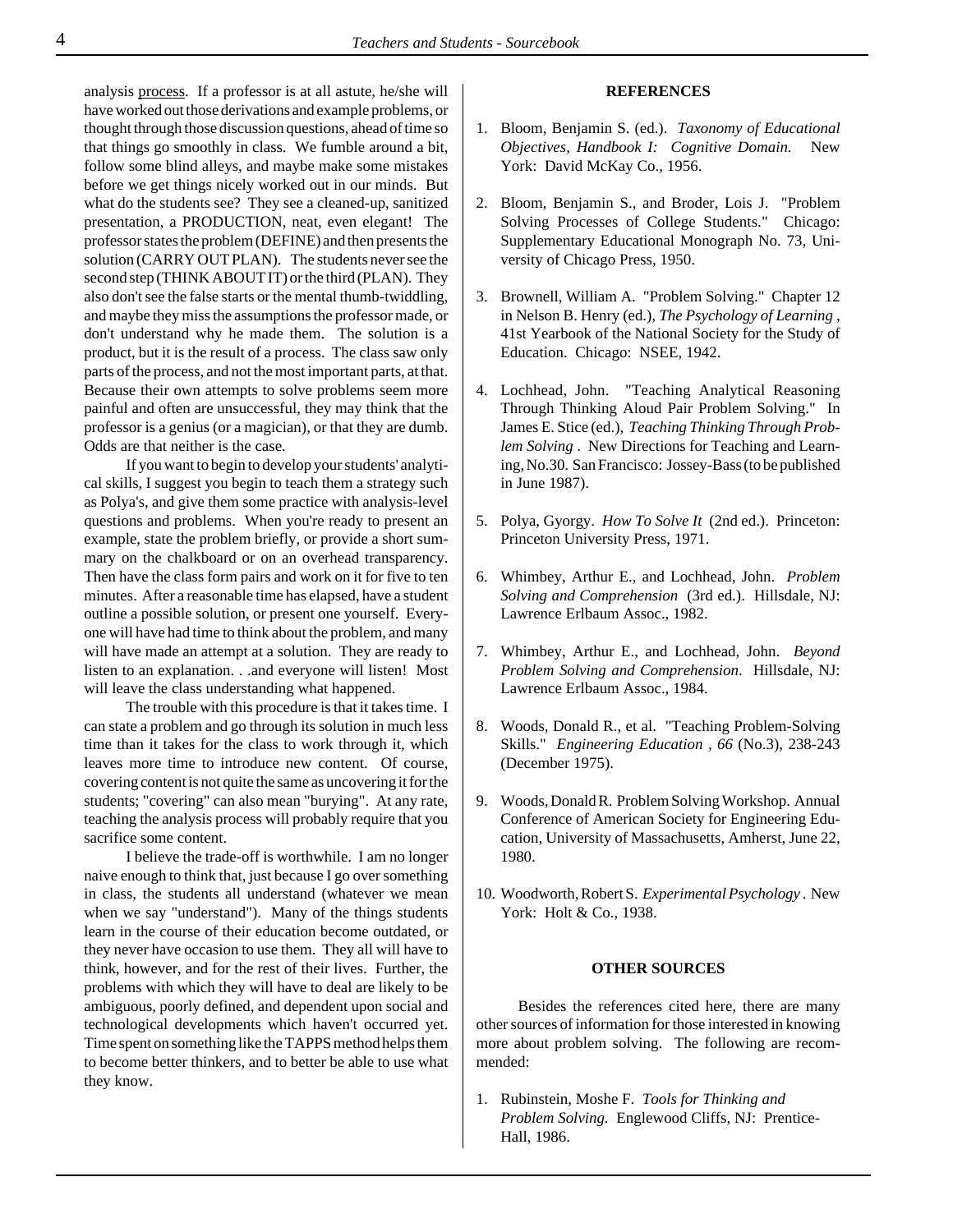analysis <u>process</u>. If a professor is at all astute, he/she will have worked out those derivations and example problems, or thought through those discussion questions, ahead of time so that things go smoothly in class. We fumble around a bit, follow some blind alleys, and maybe make some mistakes before we get things nicely worked out in our minds. But what do the students see? They see a cleaned-up, sanitized presentation, a PRODUCTION, neat, even elegant! The professor states the problem (DEFINE) and then presents the solution (CARRY OUT PLAN). The students never see the second step (THINK ABOUT IT) or the third (PLAN). They also don't see the false starts or the mental thumb-twiddling, and maybe they miss the assumptions the professor made, or don't understand why he made them. The solution is a product, but it is the result of a process. The class saw only parts of the process, and not the most important parts, at that. Because their own attempts to solve problems seem more painful and often are unsuccessful, they may think that the professor is a genius (or a magician), or that they are dumb. Odds are that neither is the case.

If you want to begin to develop your students' analytical skills, I suggest you begin to teach them a strategy such as Polya's, and give them some practice with analysis-level questions and problems. When you're ready to present an example, state the problem briefly, or provide a short summary on the chalkboard or on an overhead transparency. Then have the class form pairs and work on it for five to ten minutes. After a reasonable time has elapsed, have a student outline a possible solution, or present one yourself. Everyone will have had time to think about the problem, and many will have made an attempt at a solution. They are ready to listen to an explanation. . .and everyone will listen! Most will leave the class understanding what happened.

The trouble with this procedure is that it takes time. I can state a problem and go through its solution in much less time than it takes for the class to work through it, which leaves more time to introduce new content. Of course, covering content is not quite the same as uncovering it for the students; "covering" can also mean "burying". At any rate, teaching the analysis process will probably require that you sacrifice some content.

I believe the trade-off is worthwhile. I am no longer naive enough to think that, just because I go over something in class, the students all understand (whatever we mean when we say "understand"). Many of the things students learn in the course of their education become outdated, or they never have occasion to use them. They all will have to think, however, and for the rest of their lives. Further, the problems with which they will have to deal are likely to be ambiguous, poorly defined, and dependent upon social and technological developments which haven't occurred yet. Time spent on something like the TAPPS method helps them to become better thinkers, and to better be able to use what they know.

## REFERENCES

1. Bloom, Benjamin S. (ed.). *Taxonomy of Educational Objectives, Handbook I: Cognitive Domain.* New York: David McKay Co., 1956.

2. Bloom, Benjamin S., and Broder, Lois J. "Problem Solving Processes of College Students." Chicago: Supplementary Educational Monograph No. 73, University of Chicago Press, 1950.

3. Brownell, William A. "Problem Solving." Chapter 12 in Nelson B. Henry (ed.), *The Psychology of Learning* , 41st Yearbook of the National Society for the Study of Education. Chicago: NSEE, 1942.

4. Lochhead, John. "Teaching Analytical Reasoning Through Thinking Aloud Pair Problem Solving." In James E. Stice (ed.), *Teaching Thinking Through Problem Solving* . New Directions for Teaching and Learning, No.30. San Francisco: Jossey-Bass (to be published in June 1987).

5. Polya, Gyorgy. *How To Solve It* (2nd ed.). Princeton: Princeton University Press, 1971.

6. Whimbey, Arthur E., and Lochhead, John. *Problem Solving and Comprehension* (3rd ed.). Hillsdale, NJ: Lawrence Erlbaum Assoc., 1982.

7. Whimbey, Arthur E., and Lochhead, John. *Beyond Problem Solving and Comprehension*. Hillsdale, NJ: Lawrence Erlbaum Assoc., 1984.

8. Woods, Donald R., et al. "Teaching Problem-Solving Skills." *Engineering Education* , *66* (No.3), 238-243 (December 1975).

9. Woods, Donald R. Problem Solving Workshop. Annual Conference of American Society for Engineering Education, University of Massachusetts, Amherst, June 22, 1980.

10. Woodworth, Robert S. *Experimental Psychology* . New York: Holt & Co., 1938.

## OTHER SOURCES

Besides the references cited here, there are many other sources of information for those interested in knowing more about problem solving. The following are recommended:

1. Rubinstein, Moshe F. *Tools for Thinking and Problem Solving.* Englewood Cliffs, NJ: Prentice-Hall, 1986.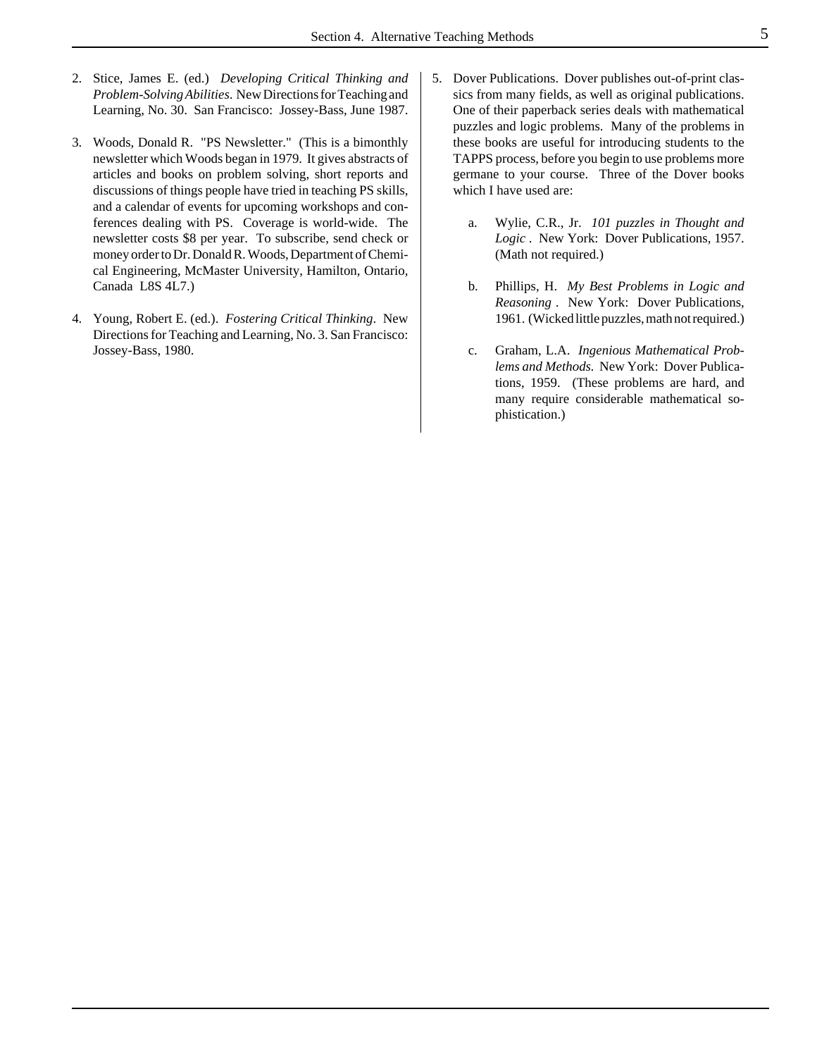2. Stice, James E. (ed.) *Developing Critical Thinking and Problem-Solving Abilities*. New Directions for Teaching and Learning, No. 30. San Francisco: Jossey-Bass, June 1987.

3. Woods, Donald R. "PS Newsletter." (This is a bimonthly newsletter which Woods began in 1979. It gives abstracts of articles and books on problem solving, short reports and discussions of things people have tried in teaching PS skills, and a calendar of events for upcoming workshops and conferences dealing with PS. Coverage is world-wide. The newsletter costs $8 per year. To subscribe, send check or money order to Dr. Donald R. Woods, Department of Chemical Engineering, McMaster University, Hamilton, Ontario, Canada L8S 4L7.)

4. Young, Robert E. (ed.). *Fostering Critical Thinking*. New Directions for Teaching and Learning, No. 3. San Francisco: Jossey-Bass, 1980.

5. Dover Publications. Dover publishes out-of-print classics from many fields, as well as original publications. One of their paperback series deals with mathematical puzzles and logic problems. Many of the problems in these books are useful for introducing students to the TAPPS process, before you begin to use problems more germane to your course. Three of the Dover books which I have used are:

   a. Wylie, C.R., Jr. *101 puzzles in Thought and Logic* . New York: Dover Publications, 1957. (Math not required.)

   b. Phillips, H. *My Best Problems in Logic and Reasoning* . New York: Dover Publications, 1961. (Wicked little puzzles, math not required.)

   c. Graham, L.A. *Ingenious Mathematical Problems and Methods.* New York: Dover Publications, 1959. (These problems are hard, and many require considerable mathematical sophistication.)